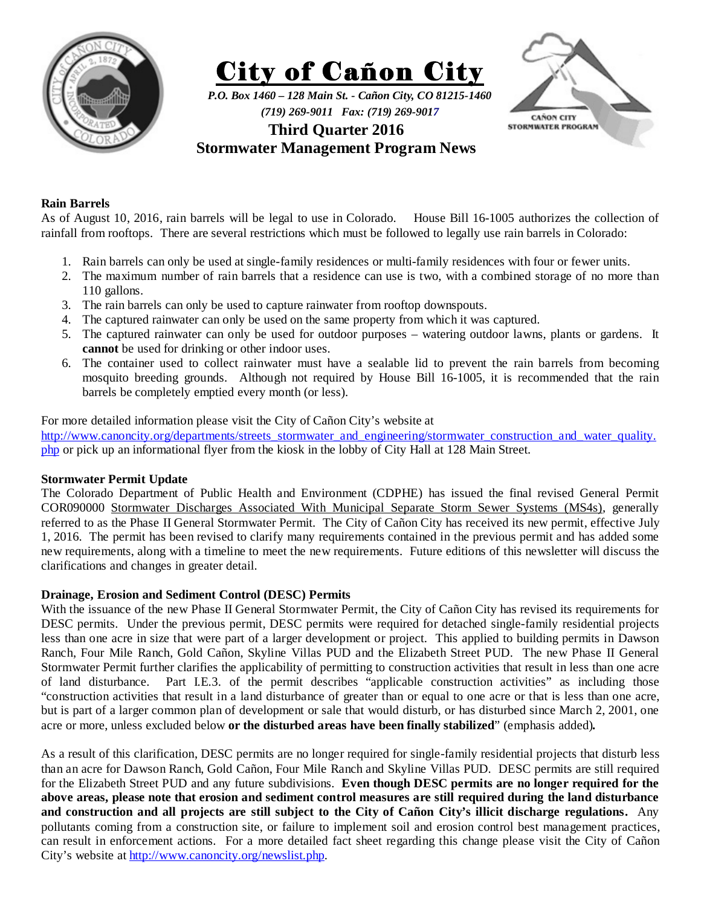# City of Cañon City

*P.O. Box 1460 – 128 Main St. - Cañon City, CO 81215-1460*
*(719) 269-9011 Fax: (719) 269-9017*

## Third Quarter 2016
## Stormwater Management Program News

### Rain Barrels

As of August 10, 2016, rain barrels will be legal to use in Colorado. House Bill 16-1005 authorizes the collection of rainfall from rooftops. There are several restrictions which must be followed to legally use rain barrels in Colorado:

1. Rain barrels can only be used at single-family residences or multi-family residences with four or fewer units.
2. The maximum number of rain barrels that a residence can use is two, with a combined storage of no more than 110 gallons.
3. The rain barrels can only be used to capture rainwater from rooftop downspouts.
4. The captured rainwater can only be used on the same property from which it was captured.
5. The captured rainwater can only be used for outdoor purposes – watering outdoor lawns, plants or gardens. It **cannot** be used for drinking or other indoor uses.
6. The container used to collect rainwater must have a sealable lid to prevent the rain barrels from becoming mosquito breeding grounds. Although not required by House Bill 16-1005, it is recommended that the rain barrels be completely emptied every month (or less).

For more detailed information please visit the City of Cañon City's website at http://www.canoncity.org/departments/streets_stormwater_and_engineering/stormwater_construction_and_water_quality.php or pick up an informational flyer from the kiosk in the lobby of City Hall at 128 Main Street.

### Stormwater Permit Update

The Colorado Department of Public Health and Environment (CDPHE) has issued the final revised General Permit COR090000 Stormwater Discharges Associated With Municipal Separate Storm Sewer Systems (MS4s), generally referred to as the Phase II General Stormwater Permit. The City of Cañon City has received its new permit, effective July 1, 2016. The permit has been revised to clarify many requirements contained in the previous permit and has added some new requirements, along with a timeline to meet the new requirements. Future editions of this newsletter will discuss the clarifications and changes in greater detail.

### Drainage, Erosion and Sediment Control (DESC) Permits

With the issuance of the new Phase II General Stormwater Permit, the City of Cañon City has revised its requirements for DESC permits. Under the previous permit, DESC permits were required for detached single-family residential projects less than one acre in size that were part of a larger development or project. This applied to building permits in Dawson Ranch, Four Mile Ranch, Gold Cañon, Skyline Villas PUD and the Elizabeth Street PUD. The new Phase II General Stormwater Permit further clarifies the applicability of permitting to construction activities that result in less than one acre of land disturbance. Part I.E.3. of the permit describes "applicable construction activities" as including those "construction activities that result in a land disturbance of greater than or equal to one acre or that is less than one acre, but is part of a larger common plan of development or sale that would disturb, or has disturbed since March 2, 2001, one acre or more, unless excluded below **or the disturbed areas have been finally stabilized**" (emphasis added)**.**

As a result of this clarification, DESC permits are no longer required for single-family residential projects that disturb less than an acre for Dawson Ranch, Gold Cañon, Four Mile Ranch and Skyline Villas PUD. DESC permits are still required for the Elizabeth Street PUD and any future subdivisions. **Even though DESC permits are no longer required for the above areas, please note that erosion and sediment control measures are still required during the land disturbance and construction and all projects are still subject to the City of Cañon City's illicit discharge regulations.** Any pollutants coming from a construction site, or failure to implement soil and erosion control best management practices, can result in enforcement actions. For a more detailed fact sheet regarding this change please visit the City of Cañon City's website at http://www.canoncity.org/newslist.php.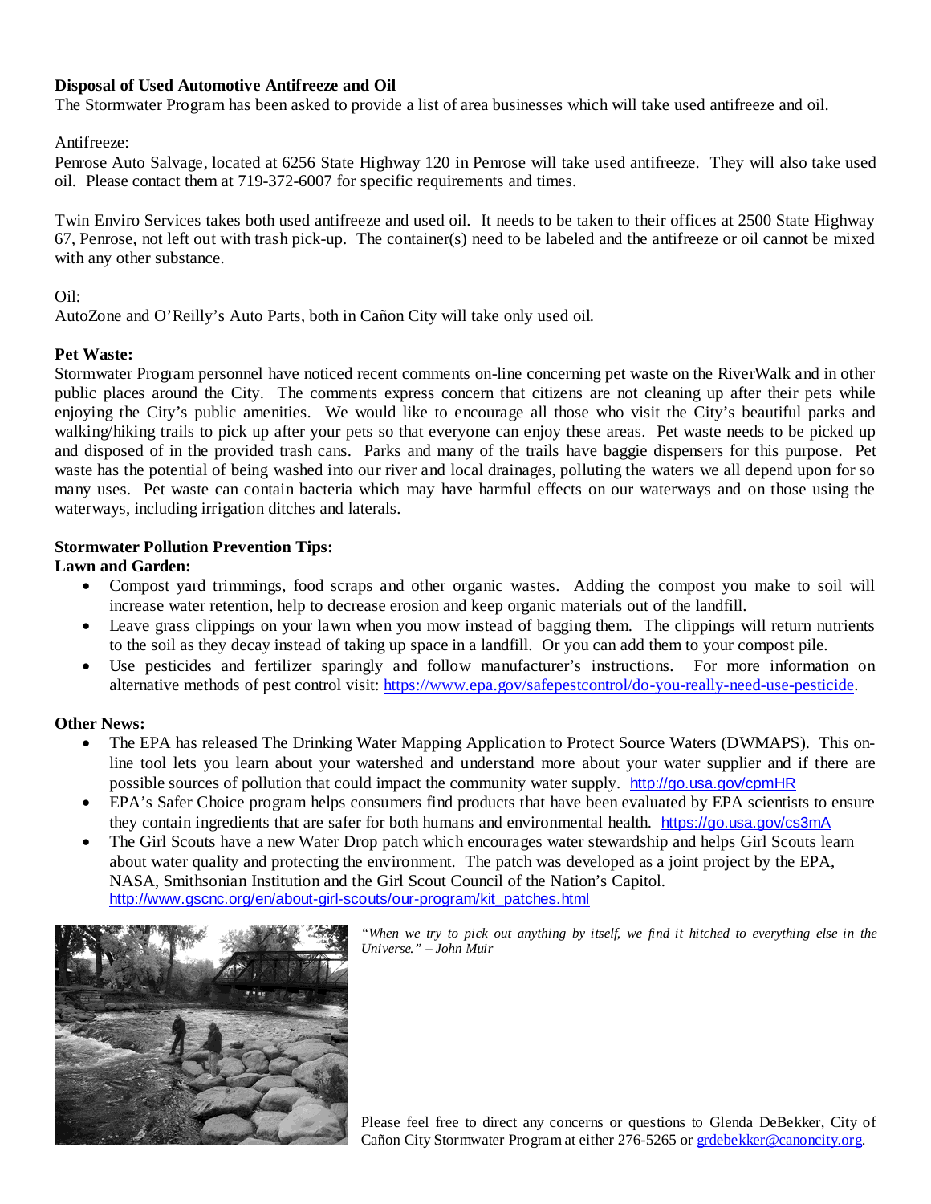**Disposal of Used Automotive Antifreeze and Oil**

The Stormwater Program has been asked to provide a list of area businesses which will take used antifreeze and oil.

Antifreeze:

Penrose Auto Salvage, located at 6256 State Highway 120 in Penrose will take used antifreeze. They will also take used oil. Please contact them at 719-372-6007 for specific requirements and times.

Twin Enviro Services takes both used antifreeze and used oil. It needs to be taken to their offices at 2500 State Highway 67, Penrose, not left out with trash pick-up. The container(s) need to be labeled and the antifreeze or oil cannot be mixed with any other substance.

Oil:

AutoZone and O'Reilly's Auto Parts, both in Cañon City will take only used oil.

**Pet Waste:**

Stormwater Program personnel have noticed recent comments on-line concerning pet waste on the RiverWalk and in other public places around the City. The comments express concern that citizens are not cleaning up after their pets while enjoying the City's public amenities. We would like to encourage all those who visit the City's beautiful parks and walking/hiking trails to pick up after your pets so that everyone can enjoy these areas. Pet waste needs to be picked up and disposed of in the provided trash cans. Parks and many of the trails have baggie dispensers for this purpose. Pet waste has the potential of being washed into our river and local drainages, polluting the waters we all depend upon for so many uses. Pet waste can contain bacteria which may have harmful effects on our waterways and on those using the waterways, including irrigation ditches and laterals.

**Stormwater Pollution Prevention Tips:**

**Lawn and Garden:**

- Compost yard trimmings, food scraps and other organic wastes. Adding the compost you make to soil will increase water retention, help to decrease erosion and keep organic materials out of the landfill.
- Leave grass clippings on your lawn when you mow instead of bagging them. The clippings will return nutrients to the soil as they decay instead of taking up space in a landfill. Or you can add them to your compost pile.
- Use pesticides and fertilizer sparingly and follow manufacturer's instructions. For more information on alternative methods of pest control visit: https://www.epa.gov/safepestcontrol/do-you-really-need-use-pesticide.

**Other News:**

- The EPA has released The Drinking Water Mapping Application to Protect Source Waters (DWMAPS). This on-line tool lets you learn about your watershed and understand more about your water supplier and if there are possible sources of pollution that could impact the community water supply. http://go.usa.gov/cpmHR
- EPA's Safer Choice program helps consumers find products that have been evaluated by EPA scientists to ensure they contain ingredients that are safer for both humans and environmental health. https://go.usa.gov/cs3mA
- The Girl Scouts have a new Water Drop patch which encourages water stewardship and helps Girl Scouts learn about water quality and protecting the environment. The patch was developed as a joint project by the EPA, NASA, Smithsonian Institution and the Girl Scout Council of the Nation's Capitol. http://www.gscnc.org/en/about-girl-scouts/our-program/kit_patches.html

*"When we try to pick out anything by itself, we find it hitched to everything else in the Universe." – John Muir*

Please feel free to direct any concerns or questions to Glenda DeBekker, City of Cañon City Stormwater Program at either 276-5265 or grdebekker@canoncity.org.